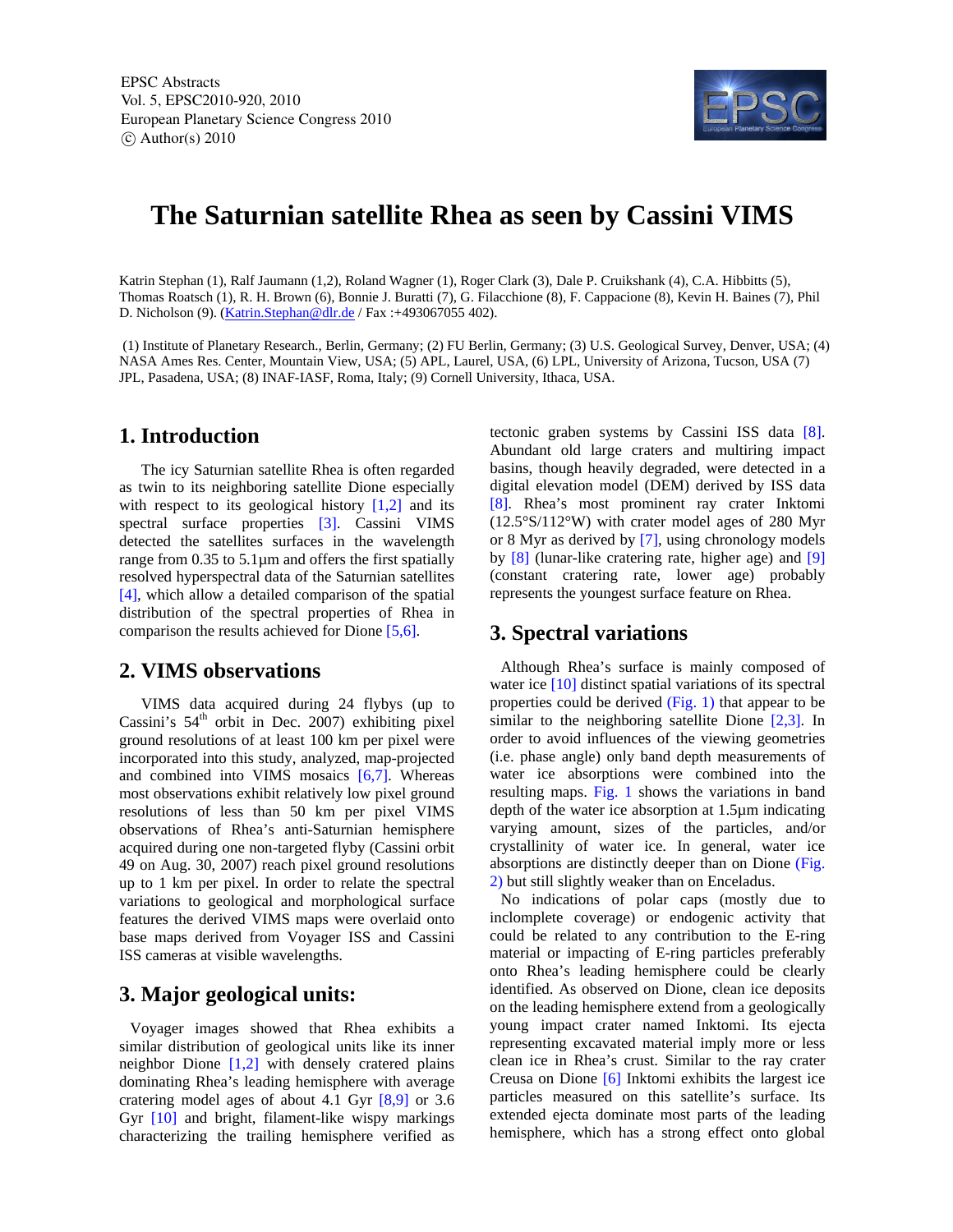EPSC Abstracts
Vol. 5, EPSC2010-920, 2010
European Planetary Science Congress 2010
© Author(s) 2010

# The Saturnian satellite Rhea as seen by Cassini VIMS

Katrin Stephan (1), Ralf Jaumann (1,2), Roland Wagner (1), Roger Clark (3), Dale P. Cruikshank (4), C.A. Hibbitts (5), Thomas Roatsch (1), R. H. Brown (6), Bonnie J. Buratti (7), G. Filacchione (8), F. Cappacione (8), Kevin H. Baines (7), Phil D. Nicholson (9). (Katrin.Stephan@dlr.de / Fax :+493067055 402).

(1) Institute of Planetary Research., Berlin, Germany; (2) FU Berlin, Germany; (3) U.S. Geological Survey, Denver, USA; (4) NASA Ames Res. Center, Mountain View, USA; (5) APL, Laurel, USA, (6) LPL, University of Arizona, Tucson, USA (7) JPL, Pasadena, USA; (8) INAF-IASF, Roma, Italy; (9) Cornell University, Ithaca, USA.

## 1. Introduction

The icy Saturnian satellite Rhea is often regarded as twin to its neighboring satellite Dione especially with respect to its geological history [1,2] and its spectral surface properties [3]. Cassini VIMS detected the satellites surfaces in the wavelength range from 0.35 to 5.1µm and offers the first spatially resolved hyperspectral data of the Saturnian satellites [4], which allow a detailed comparison of the spatial distribution of the spectral properties of Rhea in comparison the results achieved for Dione [5,6].

## 2. VIMS observations

VIMS data acquired during 24 flybys (up to Cassini's 54th orbit in Dec. 2007) exhibiting pixel ground resolutions of at least 100 km per pixel were incorporated into this study, analyzed, map-projected and combined into VIMS mosaics [6,7]. Whereas most observations exhibit relatively low pixel ground resolutions of less than 50 km per pixel VIMS observations of Rhea's anti-Saturnian hemisphere acquired during one non-targeted flyby (Cassini orbit 49 on Aug. 30, 2007) reach pixel ground resolutions up to 1 km per pixel. In order to relate the spectral variations to geological and morphological surface features the derived VIMS maps were overlaid onto base maps derived from Voyager ISS and Cassini ISS cameras at visible wavelengths.

## 3. Major geological units:

Voyager images showed that Rhea exhibits a similar distribution of geological units like its inner neighbor Dione [1,2] with densely cratered plains dominating Rhea's leading hemisphere with average cratering model ages of about 4.1 Gyr [8,9] or 3.6 Gyr [10] and bright, filament-like wispy markings characterizing the trailing hemisphere verified as tectonic graben systems by Cassini ISS data [8]. Abundant old large craters and multiring impact basins, though heavily degraded, were detected in a digital elevation model (DEM) derived by ISS data [8]. Rhea's most prominent ray crater Inktomi (12.5°S/112°W) with crater model ages of 280 Myr or 8 Myr as derived by [7], using chronology models by [8] (lunar-like cratering rate, higher age) and [9] (constant cratering rate, lower age) probably represents the youngest surface feature on Rhea.

## 3. Spectral variations

Although Rhea's surface is mainly composed of water ice [10] distinct spatial variations of its spectral properties could be derived (Fig. 1) that appear to be similar to the neighboring satellite Dione [2,3]. In order to avoid influences of the viewing geometries (i.e. phase angle) only band depth measurements of water ice absorptions were combined into the resulting maps. Fig. 1 shows the variations in band depth of the water ice absorption at 1.5µm indicating varying amount, sizes of the particles, and/or crystallinity of water ice. In general, water ice absorptions are distinctly deeper than on Dione (Fig. 2) but still slightly weaker than on Enceladus.

No indications of polar caps (mostly due to inclomplete coverage) or endogenic activity that could be related to any contribution to the E-ring material or impacting of E-ring particles preferably onto Rhea's leading hemisphere could be clearly identified. As observed on Dione, clean ice deposits on the leading hemisphere extend from a geologically young impact crater named Inktomi. Its ejecta representing excavated material imply more or less clean ice in Rhea's crust. Similar to the ray crater Creusa on Dione [6] Inktomi exhibits the largest ice particles measured on this satellite's surface. Its extended ejecta dominate most parts of the leading hemisphere, which has a strong effect onto global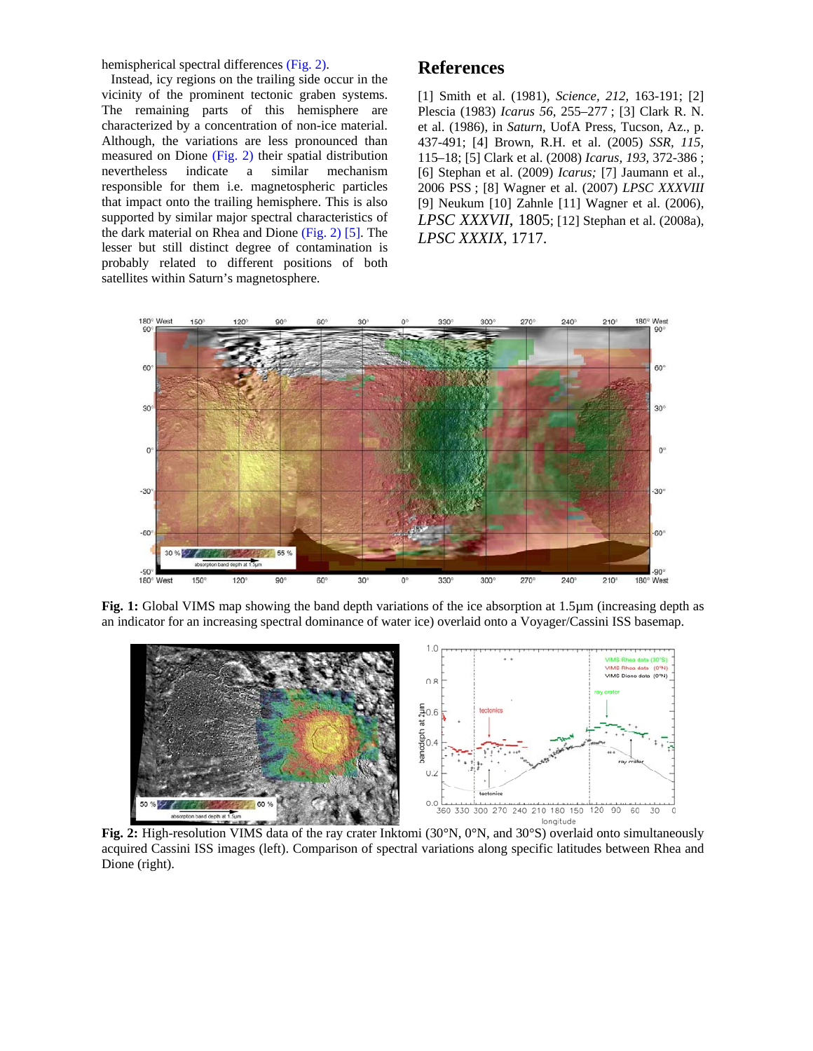hemispherical spectral differences (Fig. 2).

Instead, icy regions on the trailing side occur in the vicinity of the prominent tectonic graben systems. The remaining parts of this hemisphere are characterized by a concentration of non-ice material. Although, the variations are less pronounced than measured on Dione (Fig. 2) their spatial distribution nevertheless indicate a similar mechanism responsible for them i.e. magnetospheric particles that impact onto the trailing hemisphere. This is also supported by similar major spectral characteristics of the dark material on Rhea and Dione (Fig. 2) [5]. The lesser but still distinct degree of contamination is probably related to different positions of both satellites within Saturn's magnetosphere.

## References

[1] Smith et al. (1981), *Science*, *212*, 163-191; [2] Plescia (1983) *Icarus 56*, 255–277 ; [3] Clark R. N. et al. (1986), in *Saturn*, UofA Press, Tucson, Az., p. 437-491; [4] Brown, R.H. et al. (2005) *SSR*, *115*, 115–18; [5] Clark et al. (2008) *Icarus*, *193*, 372-386 ; [6] Stephan et al. (2009) *Icarus;* [7] Jaumann et al., 2006 PSS ; [8] Wagner et al. (2007) *LPSC XXXVIII* [9] Neukum [10] Zahnle [11] Wagner et al. (2006), *LPSC XXXVII*, 1805; [12] Stephan et al. (2008a), *LPSC XXXIX*, 1717.

180° West 150° 120° 90° 60° 30° 0° 330° 300° 270° 240° 210° 180° West

90° 60° 30° 0° -30° -60° -90°

30 % 55 %

absorption band depth at 1.5µm

**Fig. 1:** Global VIMS map showing the band depth variations of the ice absorption at 1.5µm (increasing depth as an indicator for an increasing spectral dominance of water ice) overlaid onto a Voyager/Cassini ISS basemap.

50 % 60 %

absorption band depth at 1.5µm

1.0 0.8 0.6 0.4 0.2 0.0

bandepth at 2µm

360 330 300 270 240 210 180 150 120 90 60 30 0

longitude

VIMS Rhea data (30°S)
VIMS Rhea data (0°N)
VIMS Dione data (0°N)

tectonics
ray crater
tectonics
ray crater

**Fig. 2:** High-resolution VIMS data of the ray crater Inktomi (30°N, 0°N, and 30°S) overlaid onto simultaneously acquired Cassini ISS images (left). Comparison of spectral variations along specific latitudes between Rhea and Dione (right).